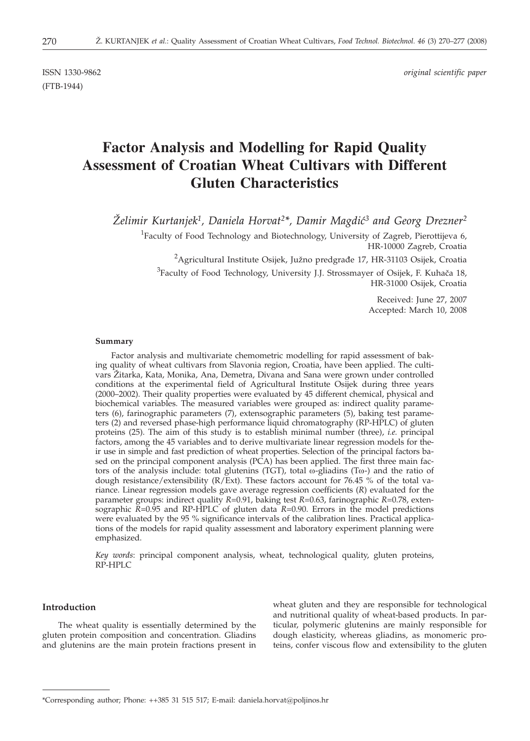ISSN 1330-9862 *original scientific paper*

(FTB-1944)

# Factor Analysis and Modelling for Rapid Quality Assessment of Croatian Wheat Cultivars with Different Gluten Characteristics

*Želimir Kurtanjek[1], Daniela Horvat[2]\*, Damir Magdić[3] and Georg Drezner[2]*

[1]Faculty of Food Technology and Biotechnology, University of Zagreb, Pierottijeva 6, HR-10000 Zagreb, Croatia

[2]Agricultural Institute Osijek, Južno predgrađe 17, HR-31103 Osijek, Croatia

[3]Faculty of Food Technology, University J.J. Strossmayer of Osijek, F. Kuhača 18, HR-31000 Osijek, Croatia

Received: June 27, 2007
Accepted: March 10, 2008

### Summary

Factor analysis and multivariate chemometric modelling for rapid assessment of baking quality of wheat cultivars from Slavonia region, Croatia, have been applied. The cultivars Žitarka, Kata, Monika, Ana, Demetra, Divana and Sana were grown under controlled conditions at the experimental field of Agricultural Institute Osijek during three years (2000–2002). Their quality properties were evaluated by 45 different chemical, physical and biochemical variables. The measured variables were grouped as: indirect quality parameters (6), farinographic parameters (7), extensographic parameters (5), baking test parameters (2) and reversed phase-high performance liquid chromatography (RP-HPLC) of gluten proteins (25). The aim of this study is to establish minimal number (three), *i.e.* principal factors, among the 45 variables and to derive multivariate linear regression models for their use in simple and fast prediction of wheat properties. Selection of the principal factors based on the principal component analysis (PCA) has been applied. The first three main factors of the analysis include: total glutenins (TGT), total ω-gliadins (Tω-) and the ratio of dough resistance/extensibility (R/Ext). These factors account for 76.45 % of the total variance. Linear regression models gave average regression coefficients (*R*) evaluated for the parameter groups: indirect quality *R*=0.91, baking test *R*=0.63, farinographic *R*=0.78, extensographic *R*=0.95 and RP-HPLC of gluten data *R*=0.90. Errors in the model predictions were evaluated by the 95 % significance intervals of the calibration lines. Practical applications of the models for rapid quality assessment and laboratory experiment planning were emphasized.

*Key words*: principal component analysis, wheat, technological quality, gluten proteins, RP-HPLC

### Introduction

The wheat quality is essentially determined by the gluten protein composition and concentration. Gliadins and glutenins are the main protein fractions present in wheat gluten and they are responsible for technological and nutritional quality of wheat-based products. In particular, polymeric glutenins are mainly responsible for dough elasticity, whereas gliadins, as monomeric proteins, confer viscous flow and extensibility to the gluten

\*Corresponding author; Phone: ++385 31 515 517; E-mail: daniela.horvat@poljinos.hr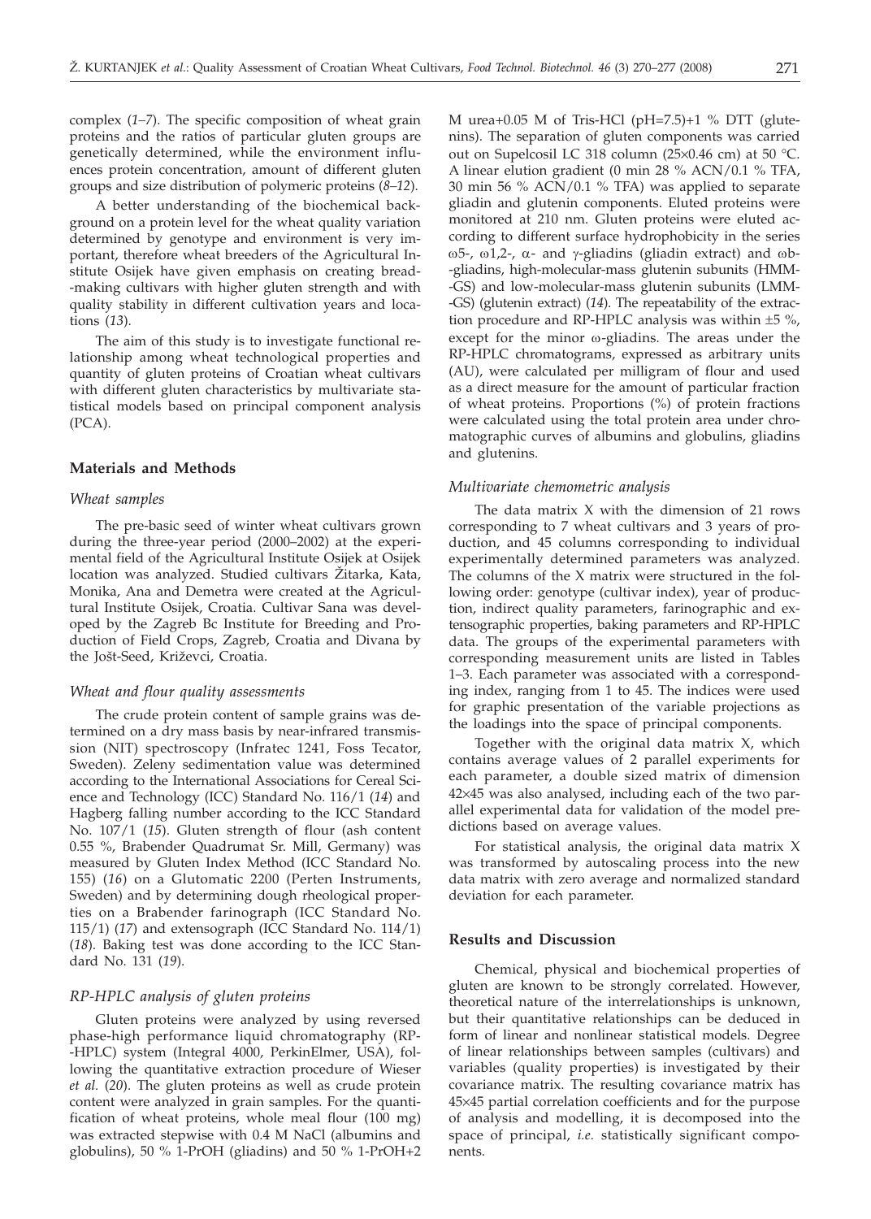complex (*1–7*). The specific composition of wheat grain proteins and the ratios of particular gluten groups are genetically determined, while the environment influences protein concentration, amount of different gluten groups and size distribution of polymeric proteins (*8–12*).

A better understanding of the biochemical background on a protein level for the wheat quality variation determined by genotype and environment is very important, therefore wheat breeders of the Agricultural Institute Osijek have given emphasis on creating bread-making cultivars with higher gluten strength and with quality stability in different cultivation years and locations (*13*).

The aim of this study is to investigate functional relationship among wheat technological properties and quantity of gluten proteins of Croatian wheat cultivars with different gluten characteristics by multivariate statistical models based on principal component analysis (PCA).

## Materials and Methods

### *Wheat samples*

The pre-basic seed of winter wheat cultivars grown during the three-year period (2000–2002) at the experimental field of the Agricultural Institute Osijek at Osijek location was analyzed. Studied cultivars Žitarka, Kata, Monika, Ana and Demetra were created at the Agricultural Institute Osijek, Croatia. Cultivar Sana was developed by the Zagreb Bc Institute for Breeding and Production of Field Crops, Zagreb, Croatia and Divana by the Jošt-Seed, Križevci, Croatia.

### *Wheat and flour quality assessments*

The crude protein content of sample grains was determined on a dry mass basis by near-infrared transmission (NIT) spectroscopy (Infratec 1241, Foss Tecator, Sweden). Zeleny sedimentation value was determined according to the International Associations for Cereal Science and Technology (ICC) Standard No. 116/1 (*14*) and Hagberg falling number according to the ICC Standard No. 107/1 (*15*). Gluten strength of flour (ash content 0.55 %, Brabender Quadrumat Sr. Mill, Germany) was measured by Gluten Index Method (ICC Standard No. 155) (*16*) on a Glutomatic 2200 (Perten Instruments, Sweden) and by determining dough rheological properties on a Brabender farinograph (ICC Standard No. 115/1) (*17*) and extensograph (ICC Standard No. 114/1) (*18*). Baking test was done according to the ICC Standard No. 131 (*19*).

### *RP-HPLC analysis of gluten proteins*

Gluten proteins were analyzed by using reversed phase-high performance liquid chromatography (RP-HPLC) system (Integral 4000, PerkinElmer, USA), following the quantitative extraction procedure of Wieser *et al.* (*20*). The gluten proteins as well as crude protein content were analyzed in grain samples. For the quantification of wheat proteins, whole meal flour (100 mg) was extracted stepwise with 0.4 M NaCl (albumins and globulins), 50 % 1-PrOH (gliadins) and 50 % 1-PrOH+2 M urea+0.05 M of Tris-HCl (pH=7.5)+1 % DTT (glutenins). The separation of gluten components was carried out on Supelcosil LC 318 column (25×0.46 cm) at 50 °C. A linear elution gradient (0 min 28 % ACN/0.1 % TFA, 30 min 56 % ACN/0.1 % TFA) was applied to separate gliadin and glutenin components. Eluted proteins were monitored at 210 nm. Gluten proteins were eluted according to different surface hydrophobicity in the series ω5-, ω1,2-, α- and γ-gliadins (gliadin extract) and ωb-gliadins, high-molecular-mass glutenin subunits (HMM-GS) and low-molecular-mass glutenin subunits (LMM-GS) (glutenin extract) (*14*). The repeatability of the extraction procedure and RP-HPLC analysis was within ±5 %, except for the minor ω-gliadins. The areas under the RP-HPLC chromatograms, expressed as arbitrary units (AU), were calculated per milligram of flour and used as a direct measure for the amount of particular fraction of wheat proteins. Proportions (%) of protein fractions were calculated using the total protein area under chromatographic curves of albumins and globulins, gliadins and glutenins.

### *Multivariate chemometric analysis*

The data matrix X with the dimension of 21 rows corresponding to 7 wheat cultivars and 3 years of production, and 45 columns corresponding to individual experimentally determined parameters was analyzed. The columns of the X matrix were structured in the following order: genotype (cultivar index), year of production, indirect quality parameters, farinographic and extensographic properties, baking parameters and RP-HPLC data. The groups of the experimental parameters with corresponding measurement units are listed in Tables 1–3. Each parameter was associated with a corresponding index, ranging from 1 to 45. The indices were used for graphic presentation of the variable projections as the loadings into the space of principal components.

Together with the original data matrix X, which contains average values of 2 parallel experiments for each parameter, a double sized matrix of dimension 42×45 was also analysed, including each of the two parallel experimental data for validation of the model predictions based on average values.

For statistical analysis, the original data matrix X was transformed by autoscaling process into the new data matrix with zero average and normalized standard deviation for each parameter.

## Results and Discussion

Chemical, physical and biochemical properties of gluten are known to be strongly correlated. However, theoretical nature of the interrelationships is unknown, but their quantitative relationships can be deduced in form of linear and nonlinear statistical models. Degree of linear relationships between samples (cultivars) and variables (quality properties) is investigated by their covariance matrix. The resulting covariance matrix has 45×45 partial correlation coefficients and for the purpose of analysis and modelling, it is decomposed into the space of principal, *i.e.* statistically significant components.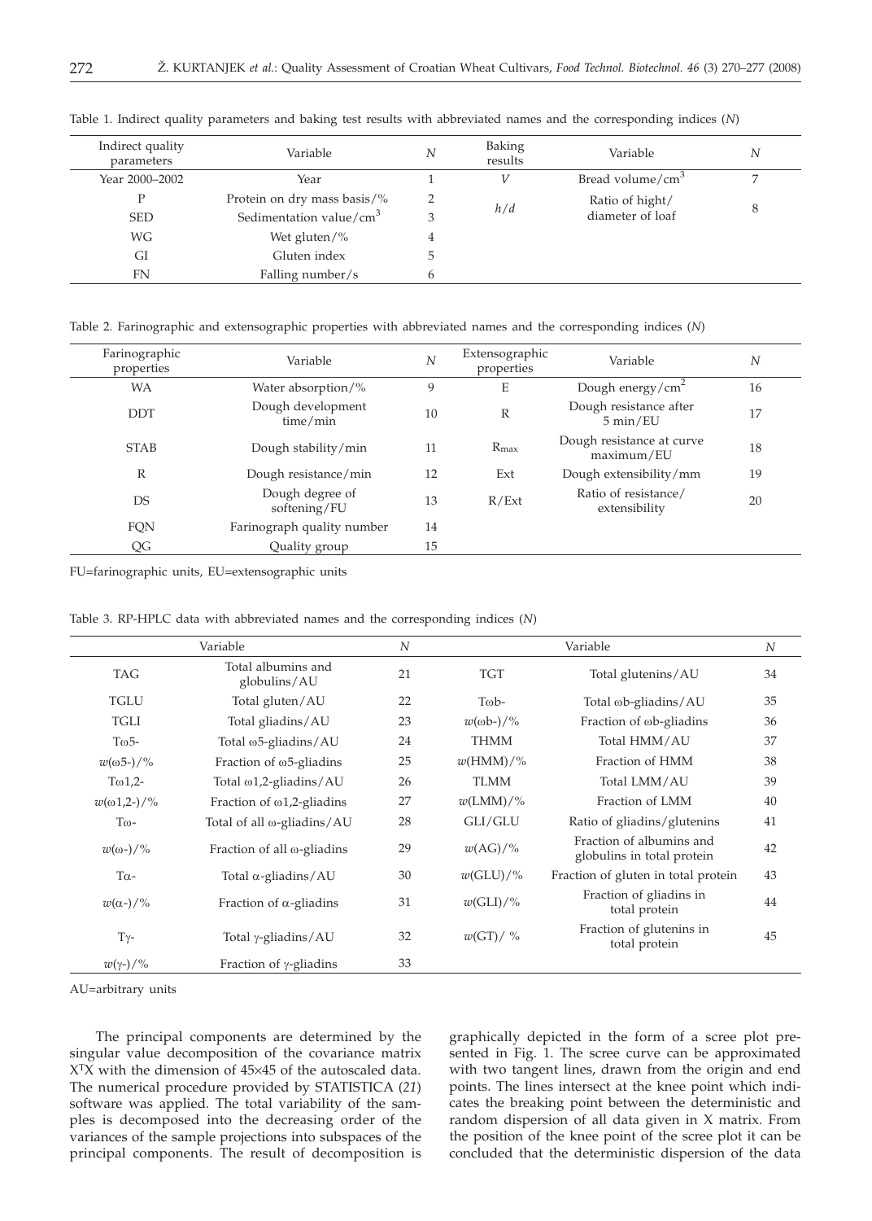Table 1. Indirect quality parameters and baking test results with abbreviated names and the corresponding indices (*N*)

| Indirect quality parameters | Variable | *N* | Baking results | Variable | *N* |
|---|---|---|---|---|---|
| Year 2000–2002 | Year | 1 | *V* | Bread volume/cm$^3$ | 7 |
| P | Protein on dry mass basis/% | 2 | *h*/*d* | Ratio of hight/ diameter of loaf | 8 |
| SED | Sedimentation value/cm$^3$ | 3 | | | |
| WG | Wet gluten/% | 4 | | | |
| GI | Gluten index | 5 | | | |
| FN | Falling number/s | 6 | | | |

Table 2. Farinographic and extensographic properties with abbreviated names and the corresponding indices (*N*)

| Farinographic properties | Variable | *N* | Extensographic properties | Variable | *N* |
|---|---|---|---|---|---|
| WA | Water absorption/% | 9 | E | Dough energy/cm$^2$ | 16 |
| DDT | Dough development time/min | 10 | R | Dough resistance after 5 min/EU | 17 |
| STAB | Dough stability/min | 11 | $R_{max}$ | Dough resistance at curve maximum/EU | 18 |
| R | Dough resistance/min | 12 | Ext | Dough extensibility/mm | 19 |
| DS | Dough degree of softening/FU | 13 | R/Ext | Ratio of resistance/ extensibility | 20 |
| FQN | Farinograph quality number | 14 | | | |
| QG | Quality group | 15 | | | |

FU=farinographic units, EU=extensographic units

Table 3. RP-HPLC data with abbreviated names and the corresponding indices (*N*)

| Variable | | *N* | Variable | | *N* |
|---|---|---|---|---|---|
| TAG | Total albumins and globulins/AU | 21 | TGT | Total glutenins/AU | 34 |
| TGLU | Total gluten/AU | 22 | Tωb- | Total ωb-gliadins/AU | 35 |
| TGLI | Total gliadins/AU | 23 | *w*(ωb-)/% | Fraction of ωb-gliadins | 36 |
| Tω5- | Total ω5-gliadins/AU | 24 | THMM | Total HMM/AU | 37 |
| *w*(ω5-)/% | Fraction of ω5-gliadins | 25 | *w*(HMM)/% | Fraction of HMM | 38 |
| Tω1,2- | Total ω1,2-gliadins/AU | 26 | TLMM | Total LMM/AU | 39 |
| *w*(ω1,2-)/% | Fraction of ω1,2-gliadins | 27 | *w*(LMM)/% | Fraction of LMM | 40 |
| Tω- | Total of all ω-gliadins/AU | 28 | GLI/GLU | Ratio of gliadins/glutenins | 41 |
| *w*(ω-)/% | Fraction of all ω-gliadins | 29 | *w*(AG)/% | Fraction of albumins and globulins in total protein | 42 |
| Tα- | Total α-gliadins/AU | 30 | *w*(GLU)/% | Fraction of gluten in total protein | 43 |
| *w*(α-)/% | Fraction of α-gliadins | 31 | *w*(GLI)/% | Fraction of gliadins in total protein | 44 |
| Tγ- | Total γ-gliadins/AU | 32 | *w*(GT)/ % | Fraction of glutenins in total protein | 45 |
| *w*(γ-)/% | Fraction of γ-gliadins | 33 | | | |

AU=arbitrary units

The principal components are determined by the singular value decomposition of the covariance matrix $X^TX$ with the dimension of 45×45 of the autoscaled data. The numerical procedure provided by STATISTICA (*21*) software was applied. The total variability of the samples is decomposed into the decreasing order of the variances of the sample projections into subspaces of the principal components. The result of decomposition is graphically depicted in the form of a scree plot presented in Fig. 1. The scree curve can be approximated with two tangent lines, drawn from the origin and end points. The lines intersect at the knee point which indicates the breaking point between the deterministic and random dispersion of all data given in X matrix. From the position of the knee point of the scree plot it can be concluded that the deterministic dispersion of the data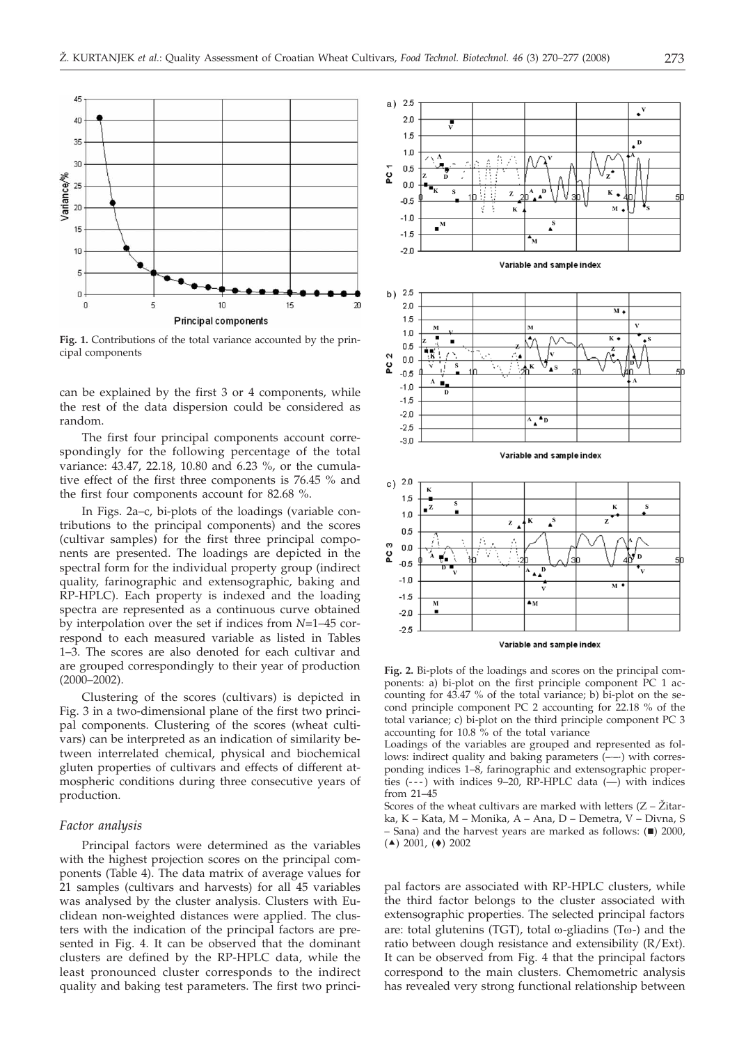Fig. 1. Contributions of the total variance accounted by the principal components

can be explained by the first 3 or 4 components, while the rest of the data dispersion could be considered as random.

The first four principal components account correspondingly for the following percentage of the total variance: 43.47, 22.18, 10.80 and 6.23 %, or the cumulative effect of the first three components is 76.45 % and the first four components account for 82.68 %.

In Figs. 2a–c, bi-plots of the loadings (variable contributions to the principal components) and the scores (cultivar samples) for the first three principal components are presented. The loadings are depicted in the spectral form for the individual property group (indirect quality, farinographic and extensographic, baking and RP-HPLC). Each property is indexed and the loading spectra are represented as a continuous curve obtained by interpolation over the set if indices from $N$=1–45 correspond to each measured variable as listed in Tables 1–3. The scores are also denoted for each cultivar and are grouped correspondingly to their year of production (2000–2002).

Clustering of the scores (cultivars) is depicted in Fig. 3 in a two-dimensional plane of the first two principal components. Clustering of the scores (wheat cultivars) can be interpreted as an indication of similarity between interrelated chemical, physical and biochemical gluten properties of cultivars and effects of different atmospheric conditions during three consecutive years of production.

### *Factor analysis*

Principal factors were determined as the variables with the highest projection scores on the principal components (Table 4). The data matrix of average values for 21 samples (cultivars and harvests) for all 45 variables was analysed by the cluster analysis. Clusters with Euclidean non-weighted distances were applied. The clusters with the indication of the principal factors are presented in Fig. 4. It can be observed that the dominant clusters are defined by the RP-HPLC data, while the least pronounced cluster corresponds to the indirect quality and baking test parameters. The first two principal factors are associated with RP-HPLC clusters, while the third factor belongs to the cluster associated with extensographic properties. The selected principal factors are: total glutenins (TGT), total ω-gliadins (Tω-) and the ratio between dough resistance and extensibility (R/Ext). It can be observed from Fig. 4 that the principal factors correspond to the main clusters. Chemometric analysis has revealed very strong functional relationship between

Fig. 2. Bi-plots of the loadings and scores on the principal components: a) bi-plot on the first principle component PC 1 accounting for 43.47 % of the total variance; b) bi-plot on the second principle component PC 2 accounting for 22.18 % of the total variance; c) bi-plot on the third principle component PC 3 accounting for 10.8 % of the total variance

Loadings of the variables are grouped and represented as follows: indirect quality and baking parameters (–·–) with corresponding indices 1–8, farinographic and extensographic properties (- - -) with indices 9–20, RP-HPLC data (—) with indices from 21–45

Scores of the wheat cultivars are marked with letters (Z – Žitarka, K – Kata, M – Monika, A – Ana, D – Demetra, V – Divna, S – Sana) and the harvest years are marked as follows: (■) 2000, (▲) 2001, (♦) 2002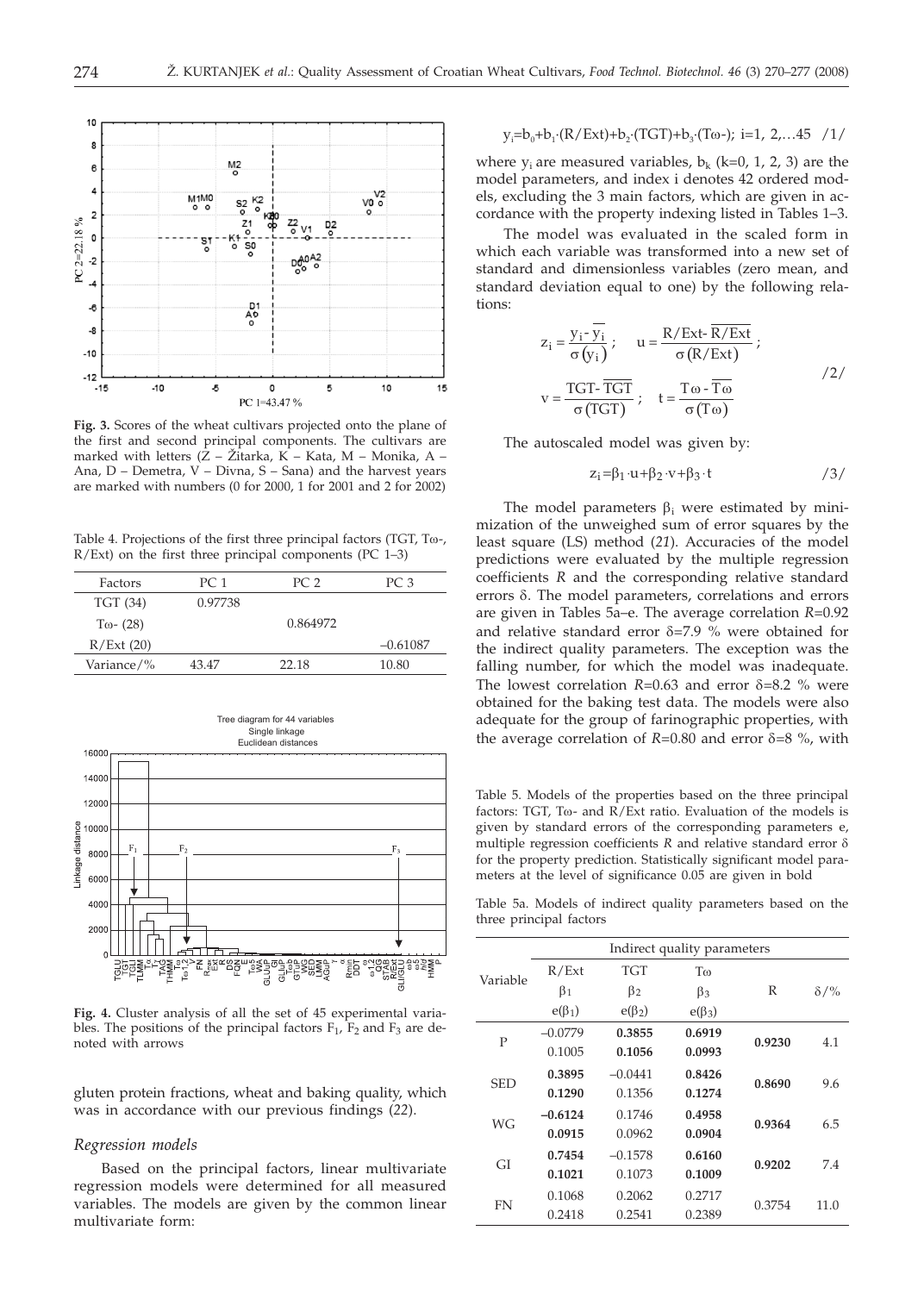Fig. 3. Scores of the wheat cultivars projected onto the plane of the first and second principal components. The cultivars are marked with letters (Ž – Žitarka, K – Kata, M – Monika, A – Ana, D – Demetra, V – Divna, S – Sana) and the harvest years are marked with numbers (0 for 2000, 1 for 2001 and 2 for 2002)

Table 4. Projections of the first three principal factors (TGT, Tω-, R/Ext) on the first three principal components (PC 1–3)

| Factors | PC 1 | PC 2 | PC 3 |
|---|---|---|---|
| TGT (34) | 0.97738 | | |
| Tω- (28) | | 0.864972 | |
| R/Ext (20) | | | –0.61087 |
| Variance/% | 43.47 | 22.18 | 10.80 |

Fig. 4. Cluster analysis of all the set of 45 experimental variables. The positions of the principal factors $F_1$, $F_2$ and $F_3$ are denoted with arrows

gluten protein fractions, wheat and baking quality, which was in accordance with our previous findings (*22*).

### Regression models

Based on the principal factors, linear multivariate regression models were determined for all measured variables. The models are given by the common linear multivariate form:

$$y_i=b_0+b_1\cdot(R/Ext)+b_2\cdot(TGT)+b_3\cdot(T\omega\text{-});\ i=1,\ 2,\ldots 45 \quad /1/$$

where $y_i$ are measured variables, $b_k$ (k=0, 1, 2, 3) are the model parameters, and index i denotes 42 ordered models, excluding the 3 main factors, which are given in accordance with the property indexing listed in Tables 1–3.

The model was evaluated in the scaled form in which each variable was transformed into a new set of standard and dimensionless variables (zero mean, and standard deviation equal to one) by the following relations:

$$z_i=\frac{y_i-\overline{y_i}}{\sigma(y_i)};\quad u=\frac{R/Ext-\overline{R/Ext}}{\sigma(R/Ext)};$$
$$v=\frac{TGT-\overline{TGT}}{\sigma(TGT)};\quad t=\frac{T\omega-\overline{T\omega}}{\sigma(T\omega)} \quad /2/$$

The autoscaled model was given by:

$$z_i=\beta_1\cdot u+\beta_2\cdot v+\beta_3\cdot t \quad /3/$$

The model parameters $\beta_i$ were estimated by minimization of the unweighed sum of error squares by the least square (LS) method (*21*). Accuracies of the model predictions were evaluated by the multiple regression coefficients *R* and the corresponding relative standard errors δ. The model parameters, correlations and errors are given in Tables 5a–e. The average correlation *R*=0.92 and relative standard error δ=7.9 % were obtained for the indirect quality parameters. The exception was the falling number, for which the model was inadequate. The lowest correlation *R*=0.63 and error δ=8.2 % were obtained for the baking test data. The models were also adequate for the group of farinographic properties, with the average correlation of *R*=0.80 and error δ=8 %, with

Table 5. Models of the properties based on the three principal factors: TGT, Tω- and R/Ext ratio. Evaluation of the models is given by standard errors of the corresponding parameters e, multiple regression coefficients *R* and relative standard error δ for the property prediction. Statistically significant model parameters at the level of significance 0.05 are given in bold

Table 5a. Models of indirect quality parameters based on the three principal factors

| Variable | Indirect quality parameters | | | | |
|---|---|---|---|---|---|
| | R/Ext | TGT | Tω | R | δ/% |
| | $\beta_1$ | $\beta_2$ | $\beta_3$ | | |
| | $e(\beta_1)$ | $e(\beta_2)$ | $e(\beta_3)$ | | |
| P | –0.0779 | **0.3855** | **0.6919** | **0.9230** | 4.1 |
| | 0.1005 | **0.1056** | **0.0993** | | |
| SED | **0.3895** | –0.0441 | **0.8426** | **0.8690** | 9.6 |
| | **0.1290** | 0.1356 | **0.1274** | | |
| WG | **–0.6124** | 0.1746 | **0.4958** | **0.9364** | 6.5 |
| | **0.0915** | 0.0962 | **0.0904** | | |
| GI | **0.7454** | –0.1578 | **0.6160** | **0.9202** | 7.4 |
| | **0.1021** | 0.1073 | **0.1009** | | |
| FN | 0.1068 | 0.2062 | 0.2717 | 0.3754 | 11.0 |
| | 0.2418 | 0.2541 | 0.2389 | | |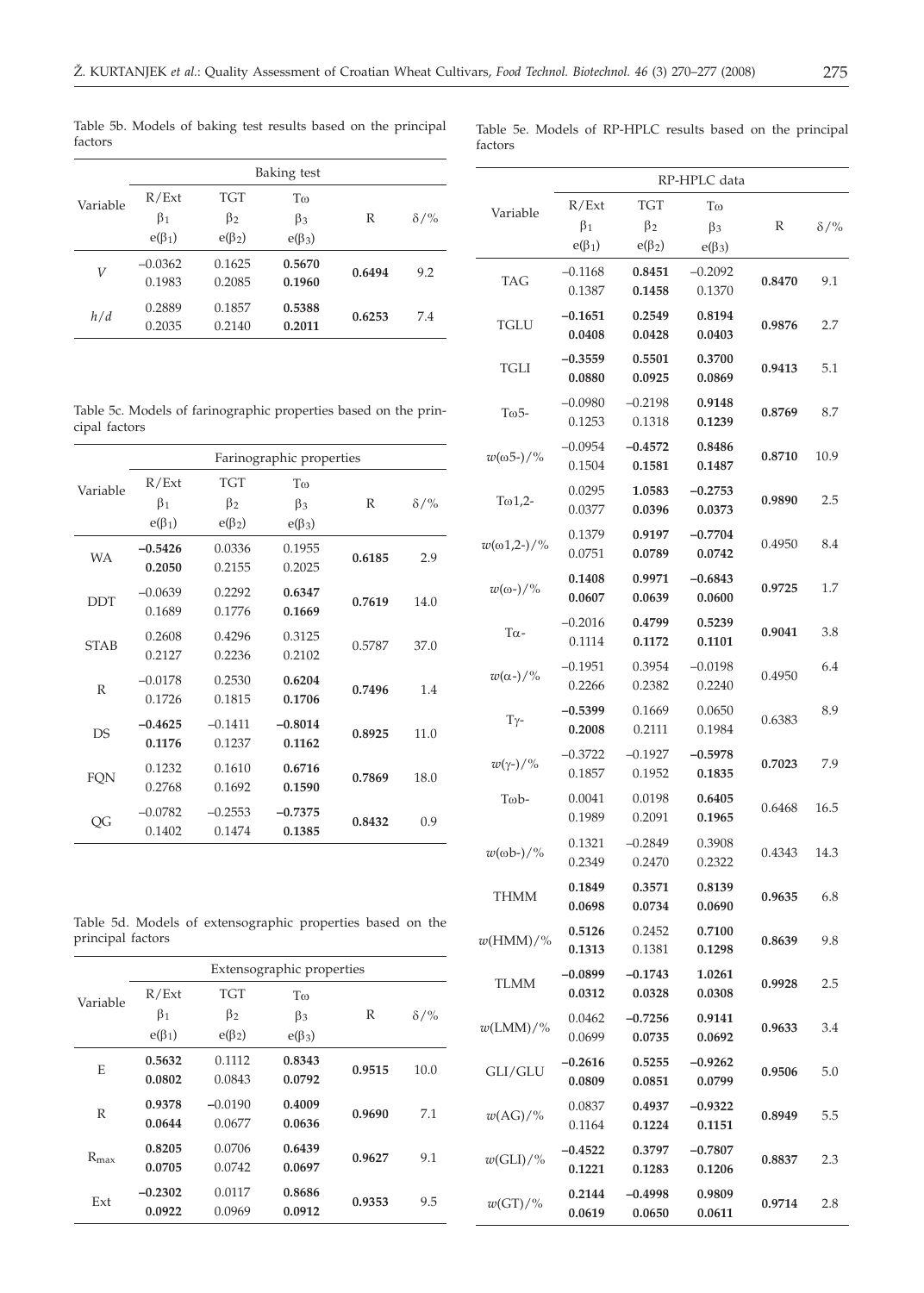Table 5b. Models of baking test results based on the principal factors

| Variable | Baking test | | | | |
|---|---|---|---|---|---|
| | R/Ext<br>$\beta_1$<br>$e(\beta_1)$ | TGT<br>$\beta_2$<br>$e(\beta_2)$ | Tω<br>$\beta_3$<br>$e(\beta_3)$ | R | δ/% |
| *V* | –0.0362<br>0.1983 | 0.1625<br>0.2085 | **0.5670**<br>**0.1960** | **0.6494** | 9.2 |
| *h/d* | 0.2889<br>0.2035 | 0.1857<br>0.2140 | **0.5388**<br>**0.2011** | **0.6253** | 7.4 |

Table 5c. Models of farinographic properties based on the principal factors

| Variable | Farinographic properties | | | | |
|---|---|---|---|---|---|
| | R/Ext<br>$\beta_1$<br>$e(\beta_1)$ | TGT<br>$\beta_2$<br>$e(\beta_2)$ | Tω<br>$\beta_3$<br>$e(\beta_3)$ | R | δ/% |
| WA | **–0.5426**<br>**0.2050** | 0.0336<br>0.2155 | 0.1955<br>0.2025 | **0.6185** | 2.9 |
| DDT | –0.0639<br>0.1689 | 0.2292<br>0.1776 | **0.6347**<br>**0.1669** | **0.7619** | 14.0 |
| STAB | 0.2608<br>0.2127 | 0.4296<br>0.2236 | 0.3125<br>0.2102 | 0.5787 | 37.0 |
| R | –0.0178<br>0.1726 | 0.2530<br>0.1815 | **0.6204**<br>**0.1706** | **0.7496** | 1.4 |
| DS | **–0.4625**<br>**0.1176** | –0.1411<br>0.1237 | **–0.8014**<br>**0.1162** | **0.8925** | 11.0 |
| FQN | 0.1232<br>0.2768 | 0.1610<br>0.1692 | **0.6716**<br>**0.1590** | **0.7869** | 18.0 |
| QG | –0.0782<br>0.1402 | –0.2553<br>0.1474 | **–0.7375**<br>**0.1385** | **0.8432** | 0.9 |

Table 5d. Models of extensographic properties based on the principal factors

| Variable | Extensographic properties | | | | |
|---|---|---|---|---|---|
| | R/Ext<br>$\beta_1$<br>$e(\beta_1)$ | TGT<br>$\beta_2$<br>$e(\beta_2)$ | Tω<br>$\beta_3$<br>$e(\beta_3)$ | R | δ/% |
| E | **0.5632**<br>**0.0802** | 0.1112<br>0.0843 | **0.8343**<br>**0.0792** | **0.9515** | 10.0 |
| R | **0.9378**<br>**0.0644** | –0.0190<br>0.0677 | **0.4009**<br>**0.0636** | **0.9690** | 7.1 |
| $R_{max}$ | **0.8205**<br>**0.0705** | 0.0706<br>0.0742 | **0.6439**<br>**0.0697** | **0.9627** | 9.1 |
| Ext | **–0.2302**<br>**0.0922** | 0.0117<br>0.0969 | **0.8686**<br>**0.0912** | **0.9353** | 9.5 |

Table 5e. Models of RP-HPLC results based on the principal factors

| Variable | RP-HPLC data | | | | |
|---|---|---|---|---|---|
| | R/Ext<br>$\beta_1$<br>$e(\beta_1)$ | TGT<br>$\beta_2$<br>$e(\beta_2)$ | Tω<br>$\beta_3$<br>$e(\beta_3)$ | R | δ/% |
| TAG | –0.1168<br>0.1387 | **0.8451**<br>**0.1458** | –0.2092<br>0.1370 | **0.8470** | 9.1 |
| TGLU | **–0.1651**<br>**0.0408** | **0.2549**<br>**0.0428** | **0.8194**<br>**0.0403** | **0.9876** | 2.7 |
| TGLI | **–0.3559**<br>**0.0880** | **0.5501**<br>**0.0925** | **0.3700**<br>**0.0869** | **0.9413** | 5.1 |
| Tω5- | –0.0980<br>0.1253 | –0.2198<br>0.1318 | **0.9148**<br>**0.1239** | **0.8769** | 8.7 |
| *w*(ω5-)/% | –0.0954<br>0.1504 | **–0.4572**<br>**0.1581** | **0.8486**<br>**0.1487** | **0.8710** | 10.9 |
| Tω1,2- | 0.0295<br>0.0377 | **1.0583**<br>**0.0396** | **–0.2753**<br>**0.0373** | **0.9890** | 2.5 |
| *w*(ω1,2-)/% | 0.1379<br>0.0751 | **0.9197**<br>**0.0789** | **–0.7704**<br>**0.0742** | 0.4950 | 8.4 |
| *w*(ω-)/% | **0.1408**<br>**0.0607** | **0.9971**<br>**0.0639** | **–0.6843**<br>**0.0600** | **0.9725** | 1.7 |
| Tα- | –0.2016<br>0.1114 | **0.4799**<br>**0.1172** | **0.5239**<br>**0.1101** | **0.9041** | 3.8 |
| *w*(α-)/% | –0.1951<br>0.2266 | 0.3954<br>0.2382 | –0.0198<br>0.2240 | 0.4950 | 6.4 |
| Tγ- | **–0.5399**<br>**0.2008** | 0.1669<br>0.2111 | 0.0650<br>0.1984 | 0.6383 | 8.9 |
| *w*(γ-)/% | –0.3722<br>0.1857 | –0.1927<br>0.1952 | **–0.5978**<br>**0.1835** | **0.7023** | 7.9 |
| Tωb- | 0.0041<br>0.1989 | 0.0198<br>0.2091 | **0.6405**<br>**0.1965** | 0.6468 | 16.5 |
| *w*(ωb-)/% | 0.1321<br>0.2349 | –0.2849<br>0.2470 | 0.3908<br>0.2322 | 0.4343 | 14.3 |
| THMM | **0.1849**<br>**0.0698** | **0.3571**<br>**0.0734** | **0.8139**<br>**0.0690** | **0.9635** | 6.8 |
| *w*(HMM)/% | **0.5126**<br>**0.1313** | 0.2452<br>0.1381 | **0.7100**<br>**0.1298** | **0.8639** | 9.8 |
| TLMM | **–0.0899**<br>**0.0312** | **–0.1743**<br>**0.0328** | **1.0261**<br>**0.0308** | **0.9928** | 2.5 |
| *w*(LMM)/% | 0.0462<br>0.0699 | **–0.7256**<br>**0.0735** | **0.9141**<br>**0.0692** | **0.9633** | 3.4 |
| GLI/GLU | **–0.2616**<br>**0.0809** | **0.5255**<br>**0.0851** | **–0.9262**<br>**0.0799** | **0.9506** | 5.0 |
| *w*(AG)/% | 0.0837<br>0.1164 | **0.4937**<br>**0.1224** | **–0.9322**<br>**0.1151** | **0.8949** | 5.5 |
| *w*(GLI)/% | **–0.4522**<br>**0.1221** | **0.3797**<br>**0.1283** | **–0.7807**<br>**0.1206** | **0.8837** | 2.3 |
| *w*(GT)/% | **0.2144**<br>**0.0619** | **–0.4998**<br>**0.0650** | **0.9809**<br>**0.0611** | **0.9714** | 2.8 |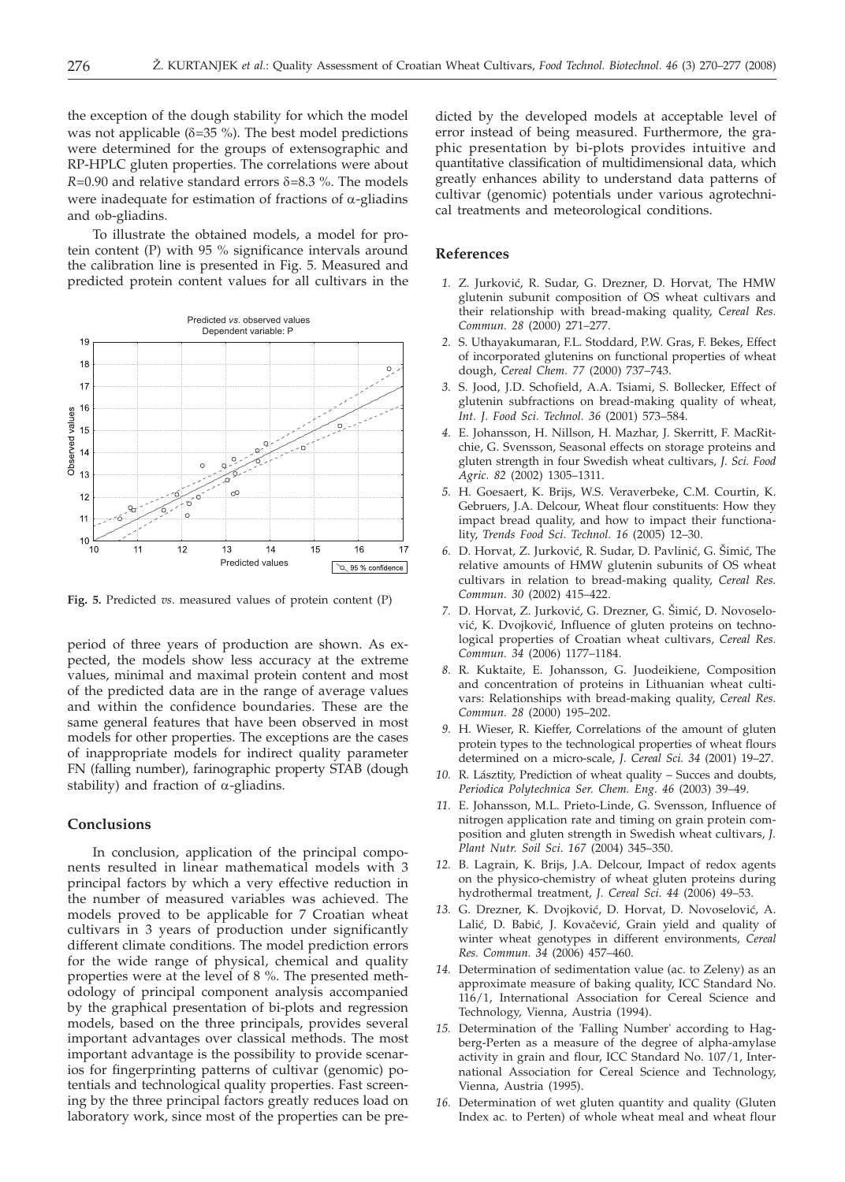the exception of the dough stability for which the model was not applicable ($\delta$=35 %). The best model predictions were determined for the groups of extensographic and RP-HPLC gluten properties. The correlations were about $R$=0.90 and relative standard errors $\delta$=8.3 %. The models were inadequate for estimation of fractions of $\alpha$-gliadins and $\omega$b-gliadins.

To illustrate the obtained models, a model for protein content (P) with 95 % significance intervals around the calibration line is presented in Fig. 5. Measured and predicted protein content values for all cultivars in the period of three years of production are shown. As expected, the models show less accuracy at the extreme values, minimal and maximal protein content and most of the predicted data are in the range of average values and within the confidence boundaries. These are the same general features that have been observed in most models for other properties. The exceptions are the cases of inappropriate models for indirect quality parameter FN (falling number), farinographic property STAB (dough stability) and fraction of $\alpha$-gliadins.

**Fig. 5.** Predicted *vs.* measured values of protein content (P)

## Conclusions

In conclusion, application of the principal components resulted in linear mathematical models with 3 principal factors by which a very effective reduction in the number of measured variables was achieved. The models proved to be applicable for 7 Croatian wheat cultivars in 3 years of production under significantly different climate conditions. The model prediction errors for the wide range of physical, chemical and quality properties were at the level of 8 %. The presented methodology of principal component analysis accompanied by the graphical presentation of bi-plots and regression models, based on the three principals, provides several important advantages over classical methods. The most important advantage is the possibility to provide scenarios for fingerprinting patterns of cultivar (genomic) potentials and technological quality properties. Fast screening by the three principal factors greatly reduces load on laboratory work, since most of the properties can be predicted by the developed models at acceptable level of error instead of being measured. Furthermore, the graphic presentation by bi-plots provides intuitive and quantitative classification of multidimensional data, which greatly enhances ability to understand data patterns of cultivar (genomic) potentials under various agrotechnical treatments and meteorological conditions.

## References

1. Z. Jurković, R. Sudar, G. Drezner, D. Horvat, The HMW glutenin subunit composition of OS wheat cultivars and their relationship with bread-making quality, *Cereal Res. Commun. 28* (2000) 271–277.
2. S. Uthayakumaran, F.L. Stoddard, P.W. Gras, F. Bekes, Effect of incorporated glutenins on functional properties of wheat dough, *Cereal Chem. 77* (2000) 737–743.
3. S. Jood, J.D. Schofield, A.A. Tsiami, S. Bollecker, Effect of glutenin subfractions on bread-making quality of wheat, *Int. J. Food Sci. Technol. 36* (2001) 573–584.
4. E. Johansson, H. Nillson, H. Mazhar, J. Skerritt, F. MacRitchie, G. Svensson, Seasonal effects on storage proteins and gluten strength in four Swedish wheat cultivars, *J. Sci. Food Agric. 82* (2002) 1305–1311.
5. H. Goesaert, K. Brijs, W.S. Veraverbeke, C.M. Courtin, K. Gebruers, J.A. Delcour, Wheat flour constituents: How they impact bread quality, and how to impact their functionality, *Trends Food Sci. Technol. 16* (2005) 12–30.
6. D. Horvat, Z. Jurković, R. Sudar, D. Pavlinić, G. Šimić, The relative amounts of HMW glutenin subunits of OS wheat cultivars in relation to bread-making quality, *Cereal Res. Commun. 30* (2002) 415–422.
7. D. Horvat, Z. Jurković, G. Drezner, G. Šimić, D. Novoselović, K. Dvojković, Influence of gluten proteins on technological properties of Croatian wheat cultivars, *Cereal Res. Commun. 34* (2006) 1177–1184.
8. R. Kuktaite, E. Johansson, G. Juodeikiene, Composition and concentration of proteins in Lithuanian wheat cultivars: Relationships with bread-making quality, *Cereal Res. Commun. 28* (2000) 195–202.
9. H. Wieser, R. Kieffer, Correlations of the amount of gluten protein types to the technological properties of wheat flours determined on a micro-scale, *J. Cereal Sci. 34* (2001) 19–27.
10. R. Lásztity, Prediction of wheat quality – Succes and doubts, *Periodica Polytechnica Ser. Chem. Eng. 46* (2003) 39–49.
11. E. Johansson, M.L. Prieto-Linde, G. Svensson, Influence of nitrogen application rate and timing on grain protein composition and gluten strength in Swedish wheat cultivars, *J. Plant Nutr. Soil Sci. 167* (2004) 345–350.
12. B. Lagrain, K. Brijs, J.A. Delcour, Impact of redox agents on the physico-chemistry of wheat gluten proteins during hydrothermal treatment, *J. Cereal Sci. 44* (2006) 49–53.
13. G. Drezner, K. Dvojković, D. Horvat, D. Novoselović, A. Lalić, D. Babić, J. Kovačević, Grain yield and quality of winter wheat genotypes in different environments, *Cereal Res. Commun. 34* (2006) 457–460.
14. Determination of sedimentation value (ac. to Zeleny) as an approximate measure of baking quality, ICC Standard No. 116/1, International Association for Cereal Science and Technology, Vienna, Austria (1994).
15. Determination of the 'Falling Number' according to Hagberg-Perten as a measure of the degree of alpha-amylase activity in grain and flour, ICC Standard No. 107/1, International Association for Cereal Science and Technology, Vienna, Austria (1995).
16. Determination of wet gluten quantity and quality (Gluten Index ac. to Perten) of whole wheat meal and wheat flour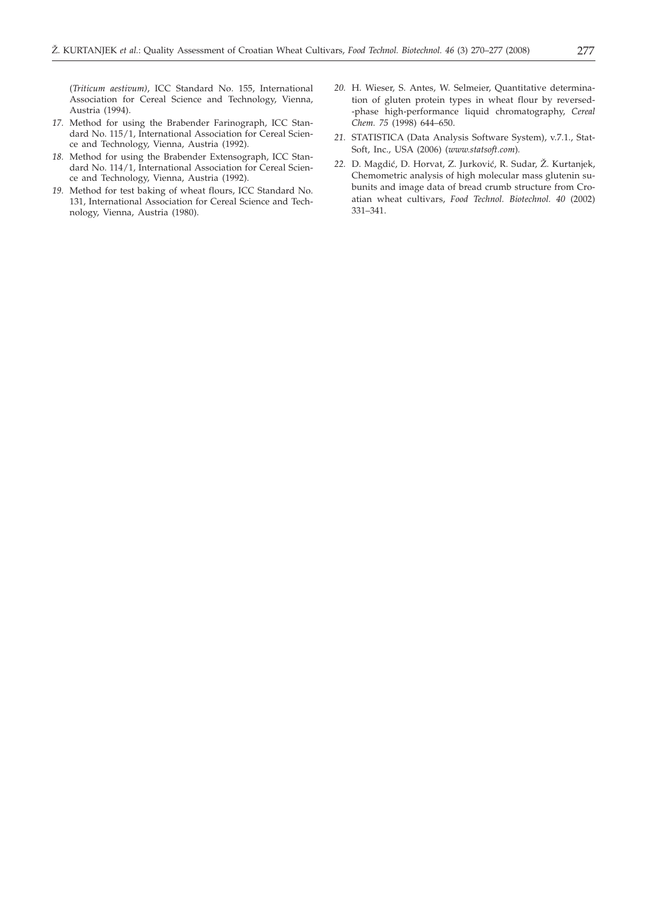(*Triticum aestivum)*, ICC Standard No. 155, International Association for Cereal Science and Technology, Vienna, Austria (1994).

*17.* Method for using the Brabender Farinograph, ICC Standard No. 115/1, International Association for Cereal Science and Technology, Vienna, Austria (1992).

*18.* Method for using the Brabender Extensograph, ICC Standard No. 114/1, International Association for Cereal Science and Technology, Vienna, Austria (1992).

*19.* Method for test baking of wheat flours, ICC Standard No. 131, International Association for Cereal Science and Technology, Vienna, Austria (1980).

*20.* H. Wieser, S. Antes, W. Selmeier, Quantitative determination of gluten protein types in wheat flour by reversed-phase high-performance liquid chromatography, *Cereal Chem. 75* (1998) 644–650.

*21.* STATISTICA (Data Analysis Software System), v.7.1., StatSoft, Inc., USA (2006) (*www.statsoft.com*).

*22.* D. Magdić, D. Horvat, Z. Jurković, R. Sudar, Ž. Kurtanjek, Chemometric analysis of high molecular mass glutenin subunits and image data of bread crumb structure from Croatian wheat cultivars, *Food Technol. Biotechnol. 40* (2002) 331–341.